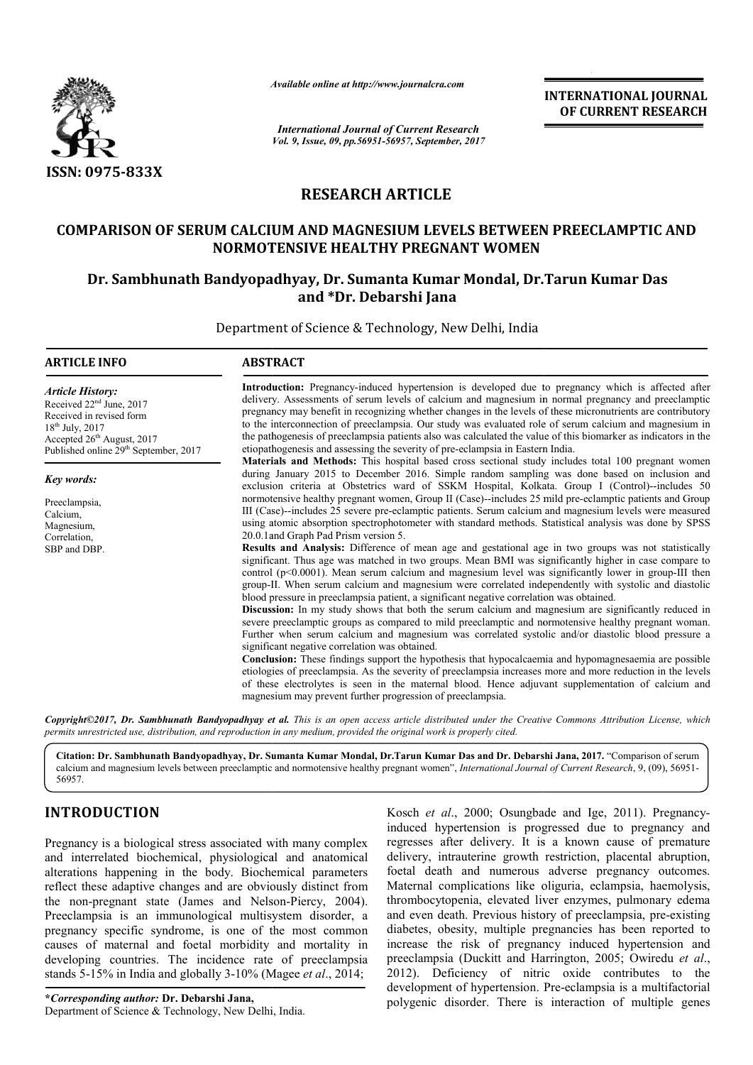*Available online at http://www.journalcra.com*

*International Journal of Current Research*
*Vol. 9, Issue, 09, pp.56951-56957, September, 2017*

**INTERNATIONAL JOURNAL OF CURRENT RESEARCH**

**ISSN: 0975-833X**

# RESEARCH ARTICLE

## COMPARISON OF SERUM CALCIUM AND MAGNESIUM LEVELS BETWEEN PREECLAMPTIC AND NORMOTENSIVE HEALTHY PREGNANT WOMEN

### Dr. Sambhunath Bandyopadhyay, Dr. Sumanta Kumar Mondal, Dr.Tarun Kumar Das and *Dr. Debarshi Jana

Department of Science & Technology, New Delhi, India

**ARTICLE INFO**

*Article History:*
Received 22nd June, 2017
Received in revised form
18th July, 2017
Accepted 26th August, 2017
Published online 29th September, 2017

*Key words:*
Preeclampsia,
Calcium,
Magnesium,
Correlation,
SBP and DBP.

**ABSTRACT**

**Introduction:** Pregnancy-induced hypertension is developed due to pregnancy which is affected after delivery. Assessments of serum levels of calcium and magnesium in normal pregnancy and preeclamptic pregnancy may benefit in recognizing whether changes in the levels of these micronutrients are contributory to the interconnection of preeclampsia. Our study was evaluated role of serum calcium and magnesium in the pathogenesis of preeclampsia patients also was calculated the value of this biomarker as indicators in the etiopathogenesis and assessing the severity of pre-eclampsia in Eastern India.

**Materials and Methods:** This hospital based cross sectional study includes total 100 pregnant women during January 2015 to December 2016. Simple random sampling was done based on inclusion and exclusion criteria at Obstetrics ward of SSKM Hospital, Kolkata. Group I (Control)--includes 50 normotensive healthy pregnant women, Group II (Case)--includes 25 mild pre-eclamptic patients and Group III (Case)--includes 25 severe pre-eclamptic patients. Serum calcium and magnesium levels were measured using atomic absorption spectrophotometer with standard methods. Statistical analysis was done by SPSS 20.0.1and Graph Pad Prism version 5.

**Results and Analysis:** Difference of mean age and gestational age in two groups was not statistically significant. Thus age was matched in two groups. Mean BMI was significantly higher in case compare to control ($p<0.0001$). Mean serum calcium and magnesium level was significantly lower in group-III then group-II. When serum calcium and magnesium were correlated independently with systolic and diastolic blood pressure in preeclampsia patient, a significant negative correlation was obtained.

**Discussion:** In my study shows that both the serum calcium and magnesium are significantly reduced in severe preeclamptic groups as compared to mild preeclamptic and normotensive healthy pregnant woman. Further when serum calcium and magnesium was correlated systolic and/or diastolic blood pressure a significant negative correlation was obtained.

**Conclusion:** These findings support the hypothesis that hypocalcaemia and hypomagnesaemia are possible etiologies of preeclampsia. As the severity of preeclampsia increases more and more reduction in the levels of these electrolytes is seen in the maternal blood. Hence adjuvant supplementation of calcium and magnesium may prevent further progression of preeclampsia.

*Copyright©2017, Dr. Sambhunath Bandyopadhyay et al. This is an open access article distributed under the Creative Commons Attribution License, which permits unrestricted use, distribution, and reproduction in any medium, provided the original work is properly cited.*

**Citation: Dr. Sambhunath Bandyopadhyay, Dr. Sumanta Kumar Mondal, Dr.Tarun Kumar Das and Dr. Debarshi Jana, 2017.** "Comparison of serum calcium and magnesium levels between preeclamptic and normotensive healthy pregnant women", *International Journal of Current Research*, 9, (09), 56951-56957.

## INTRODUCTION

Pregnancy is a biological stress associated with many complex and interrelated biochemical, physiological and anatomical alterations happening in the body. Biochemical parameters reflect these adaptive changes and are obviously distinct from the non-pregnant state (James and Nelson-Piercy, 2004). Preeclampsia is an immunological multisystem disorder, a pregnancy specific syndrome, is one of the most common causes of maternal and foetal morbidity and mortality in developing countries. The incidence rate of preeclampsia stands 5-15% in India and globally 3-10% (Magee *et al*., 2014; Kosch *et al*., 2000; Osungbade and Ige, 2011). Pregnancy-induced hypertension is progressed due to pregnancy and regresses after delivery. It is a known cause of premature delivery, intrauterine growth restriction, placental abruption, foetal death and numerous adverse pregnancy outcomes. Maternal complications like oliguria, eclampsia, haemolysis, thrombocytopenia, elevated liver enzymes, pulmonary edema and even death. Previous history of preeclampsia, pre-existing diabetes, obesity, multiple pregnancies has been reported to increase the risk of pregnancy induced hypertension and preeclampsia (Duckitt and Harrington, 2005; Owiredu *et al*., 2012). Deficiency of nitric oxide contributes to the development of hypertension. Pre-eclampsia is a multifactorial polygenic disorder. There is interaction of multiple genes

***Corresponding author:** Dr. Debarshi Jana,
Department of Science & Technology, New Delhi, India.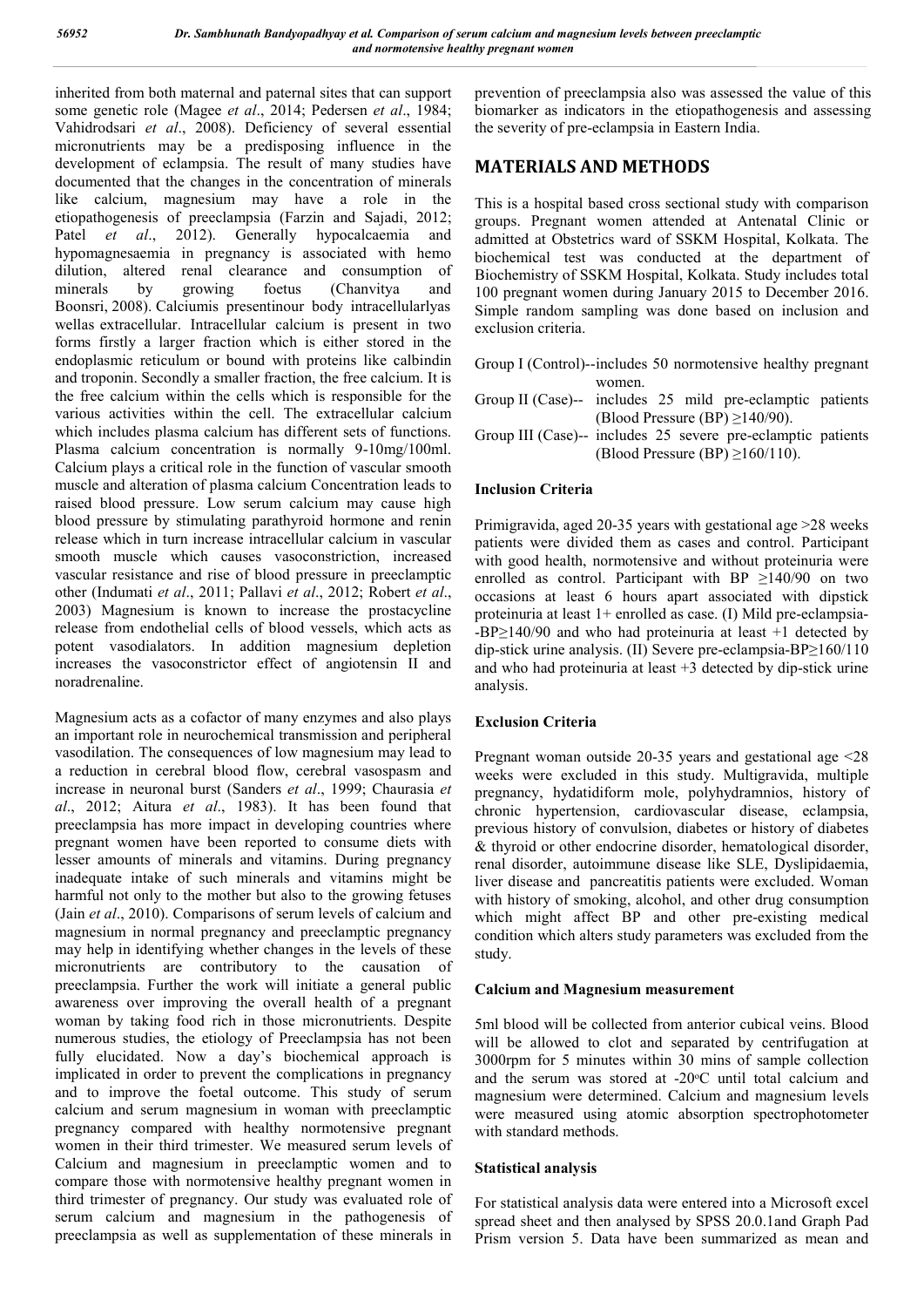inherited from both maternal and paternal sites that can support some genetic role (Magee *et al*., 2014; Pedersen *et al*., 1984; Vahidrodsari *et al*., 2008). Deficiency of several essential micronutrients may be a predisposing influence in the development of eclampsia. The result of many studies have documented that the changes in the concentration of minerals like calcium, magnesium may have a role in the etiopathogenesis of preeclampsia (Farzin and Sajadi, 2012; Patel *et al*., 2012). Generally hypocalcaemia and hypomagnesaemia in pregnancy is associated with hemo dilution, altered renal clearance and consumption of minerals by growing foetus (Chanvitya and Boonsri, 2008). Calciumis presentinour body intracellularlyas wellas extracellular. Intracellular calcium is present in two forms firstly a larger fraction which is either stored in the endoplasmic reticulum or bound with proteins like calbindin and troponin. Secondly a smaller fraction, the free calcium. It is the free calcium within the cells which is responsible for the various activities within the cell. The extracellular calcium which includes plasma calcium has different sets of functions. Plasma calcium concentration is normally 9-10mg/100ml. Calcium plays a critical role in the function of vascular smooth muscle and alteration of plasma calcium Concentration leads to raised blood pressure. Low serum calcium may cause high blood pressure by stimulating parathyroid hormone and renin release which in turn increase intracellular calcium in vascular smooth muscle which causes vasoconstriction, increased vascular resistance and rise of blood pressure in preeclamptic other (Indumati *et al*., 2011; Pallavi *et al*., 2012; Robert *et al*., 2003) Magnesium is known to increase the prostacycline release from endothelial cells of blood vessels, which acts as potent vasodialators. In addition magnesium depletion increases the vasoconstrictor effect of angiotensin II and noradrenaline.

Magnesium acts as a cofactor of many enzymes and also plays an important role in neurochemical transmission and peripheral vasodilation. The consequences of low magnesium may lead to a reduction in cerebral blood flow, cerebral vasospasm and increase in neuronal burst (Sanders *et al*., 1999; Chaurasia *et al*., 2012; Aitura *et al*., 1983). It has been found that preeclampsia has more impact in developing countries where pregnant women have been reported to consume diets with lesser amounts of minerals and vitamins. During pregnancy inadequate intake of such minerals and vitamins might be harmful not only to the mother but also to the growing fetuses (Jain *et al*., 2010). Comparisons of serum levels of calcium and magnesium in normal pregnancy and preeclamptic pregnancy may help in identifying whether changes in the levels of these micronutrients are contributory to the causation of preeclampsia. Further the work will initiate a general public awareness over improving the overall health of a pregnant woman by taking food rich in those micronutrients. Despite numerous studies, the etiology of Preeclampsia has not been fully elucidated. Now a day's biochemical approach is implicated in order to prevent the complications in pregnancy and to improve the foetal outcome. This study of serum calcium and serum magnesium in woman with preeclamptic pregnancy compared with healthy normotensive pregnant women in their third trimester. We measured serum levels of Calcium and magnesium in preeclamptic women and to compare those with normotensive healthy pregnant women in third trimester of pregnancy. Our study was evaluated role of serum calcium and magnesium in the pathogenesis of preeclampsia as well as supplementation of these minerals in prevention of preeclampsia also was assessed the value of this biomarker as indicators in the etiopathogenesis and assessing the severity of pre-eclampsia in Eastern India.

## MATERIALS AND METHODS

This is a hospital based cross sectional study with comparison groups. Pregnant women attended at Antenatal Clinic or admitted at Obstetrics ward of SSKM Hospital, Kolkata. The biochemical test was conducted at the department of Biochemistry of SSKM Hospital, Kolkata. Study includes total 100 pregnant women during January 2015 to December 2016. Simple random sampling was done based on inclusion and exclusion criteria.

Group I (Control)--includes 50 normotensive healthy pregnant women.

Group II (Case)-- includes 25 mild pre-eclamptic patients (Blood Pressure (BP) ≥140/90).

Group III (Case)-- includes 25 severe pre-eclamptic patients (Blood Pressure (BP) ≥160/110).

### Inclusion Criteria

Primigravida, aged 20-35 years with gestational age >28 weeks patients were divided them as cases and control. Participant with good health, normotensive and without proteinuria were enrolled as control. Participant with BP ≥140/90 on two occasions at least 6 hours apart associated with dipstick proteinuria at least 1+ enrolled as case. (I) Mild pre-eclampsia--BP≥140/90 and who had proteinuria at least +1 detected by dip-stick urine analysis. (II) Severe pre-eclampsia-BP≥160/110 and who had proteinuria at least +3 detected by dip-stick urine analysis.

### Exclusion Criteria

Pregnant woman outside 20-35 years and gestational age <28 weeks were excluded in this study. Multigravida, multiple pregnancy, hydatidiform mole, polyhydramnios, history of chronic hypertension, cardiovascular disease, eclampsia, previous history of convulsion, diabetes or history of diabetes & thyroid or other endocrine disorder, hematological disorder, renal disorder, autoimmune disease like SLE, Dyslipidaemia, liver disease and pancreatitis patients were excluded. Woman with history of smoking, alcohol, and other drug consumption which might affect BP and other pre-existing medical condition which alters study parameters was excluded from the study.

### Calcium and Magnesium measurement

5ml blood will be collected from anterior cubical veins. Blood will be allowed to clot and separated by centrifugation at 3000rpm for 5 minutes within 30 mins of sample collection and the serum was stored at -20°C until total calcium and magnesium were determined. Calcium and magnesium levels were measured using atomic absorption spectrophotometer with standard methods.

### Statistical analysis

For statistical analysis data were entered into a Microsoft excel spread sheet and then analysed by SPSS 20.0.1and Graph Pad Prism version 5. Data have been summarized as mean and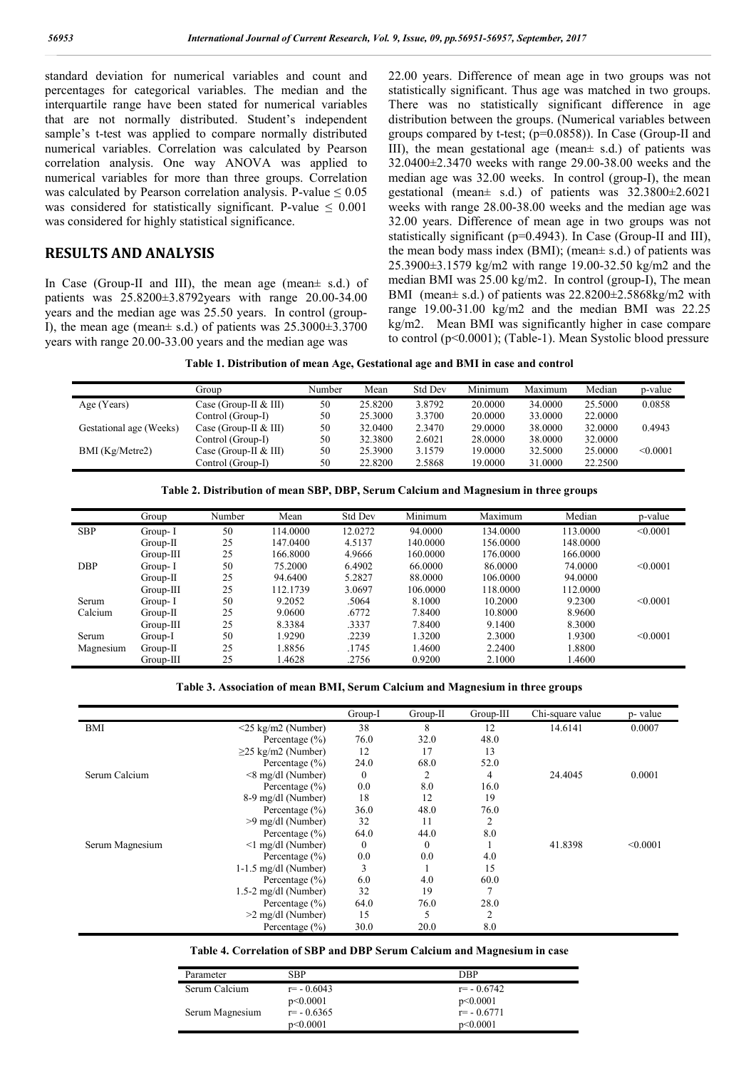standard deviation for numerical variables and count and percentages for categorical variables. The median and the interquartile range have been stated for numerical variables that are not normally distributed. Student's independent sample's t-test was applied to compare normally distributed numerical variables. Correlation was calculated by Pearson correlation analysis. One way ANOVA was applied to numerical variables for more than three groups. Correlation was calculated by Pearson correlation analysis. P-value ≤ 0.05 was considered for statistically significant. P-value ≤ 0.001 was considered for highly statistical significance.

## RESULTS AND ANALYSIS

In Case (Group-II and III), the mean age (mean± s.d.) of patients was 25.8200±3.8792years with range 20.00-34.00 years and the median age was 25.50 years. In control (group-I), the mean age (mean± s.d.) of patients was 25.3000±3.3700 years with range 20.00-33.00 years and the median age was 22.00 years. Difference of mean age in two groups was not statistically significant. Thus age was matched in two groups. There was no statistically significant difference in age distribution between the groups. (Numerical variables between groups compared by t-test; (p=0.0858)). In Case (Group-II and III), the mean gestational age (mean± s.d.) of patients was 32.0400±2.3470 weeks with range 29.00-38.00 weeks and the median age was 32.00 weeks. In control (group-I), the mean gestational (mean± s.d.) of patients was 32.3800±2.6021 weeks with range 28.00-38.00 weeks and the median age was 32.00 years. Difference of mean age in two groups was not statistically significant (p=0.4943). In Case (Group-II and III), the mean body mass index (BMI); (mean± s.d.) of patients was 25.3900±3.1579 kg/m2 with range 19.00-32.50 kg/m2 and the median BMI was 25.00 kg/m2. In control (group-I), The mean BMI (mean± s.d.) of patients was 22.8200±2.5868kg/m2 with range 19.00-31.00 kg/m2 and the median BMI was 22.25 kg/m2. Mean BMI was significantly higher in case compare to control (p<0.0001); (Table-1). Mean Systolic blood pressure

**Table 1. Distribution of mean Age, Gestational age and BMI in case and control**

| | Group | Number | Mean | Std Dev | Minimum | Maximum | Median | p-value |
|---|---|---|---|---|---|---|---|---|
| Age (Years) | Case (Group-II & III) | 50 | 25.8200 | 3.8792 | 20.0000 | 34.0000 | 25.5000 | 0.0858 |
| | Control (Group-I) | 50 | 25.3000 | 3.3700 | 20.0000 | 33.0000 | 22.0000 | |
| Gestational age (Weeks) | Case (Group-II & III) | 50 | 32.0400 | 2.3470 | 29.0000 | 38.0000 | 32.0000 | 0.4943 |
| | Control (Group-I) | 50 | 32.3800 | 2.6021 | 28.0000 | 38.0000 | 32.0000 | |
| BMI (Kg/Metre2) | Case (Group-II & III) | 50 | 25.3900 | 3.1579 | 19.0000 | 32.5000 | 25.0000 | <0.0001 |
| | Control (Group-I) | 50 | 22.8200 | 2.5868 | 19.0000 | 31.0000 | 22.2500 | |

**Table 2. Distribution of mean SBP, DBP, Serum Calcium and Magnesium in three groups**

| | Group | Number | Mean | Std Dev | Minimum | Maximum | Median | p-value |
|---|---|---|---|---|---|---|---|---|
| SBP | Group- I | 50 | 114.0000 | 12.0272 | 94.0000 | 134.0000 | 113.0000 | <0.0001 |
| | Group-II | 25 | 147.0400 | 4.5137 | 140.0000 | 156.0000 | 148.0000 | |
| | Group-III | 25 | 166.8000 | 4.9666 | 160.0000 | 176.0000 | 166.0000 | |
| DBP | Group- I | 50 | 75.2000 | 6.4902 | 66.0000 | 86.0000 | 74.0000 | <0.0001 |
| | Group-II | 25 | 94.6400 | 5.2827 | 88.0000 | 106.0000 | 94.0000 | |
| | Group-III | 25 | 112.1739 | 3.0697 | 106.0000 | 118.0000 | 112.0000 | |
| Serum Calcium | Group- I | 50 | 9.2052 | .5064 | 8.1000 | 10.2000 | 9.2300 | <0.0001 |
| | Group-II | 25 | 9.0600 | .6772 | 7.8400 | 10.8000 | 8.9600 | |
| | Group-III | 25 | 8.3384 | .3337 | 7.8400 | 9.1400 | 8.3000 | |
| Serum Magnesium | Group-I | 50 | 1.9290 | .2239 | 1.3200 | 2.3000 | 1.9300 | <0.0001 |
| | Group-II | 25 | 1.8856 | .1745 | 1.4600 | 2.2400 | 1.8800 | |
| | Group-III | 25 | 1.4628 | .2756 | 0.9200 | 2.1000 | 1.4600 | |

**Table 3. Association of mean BMI, Serum Calcium and Magnesium in three groups**

| | | Group-I | Group-II | Group-III | Chi-square value | p- value |
|---|---|---|---|---|---|---|
| BMI | <25 kg/m2 (Number) | 38 | 8 | 12 | 14.6141 | 0.0007 |
| | Percentage (%) | 76.0 | 32.0 | 48.0 | | |
| | ≥25 kg/m2 (Number) | 12 | 17 | 13 | | |
| | Percentage (%) | 24.0 | 68.0 | 52.0 | | |
| Serum Calcium | <8 mg/dl (Number) | 0 | 2 | 4 | 24.4045 | 0.0001 |
| | Percentage (%) | 0.0 | 8.0 | 16.0 | | |
| | 8-9 mg/dl (Number) | 18 | 12 | 19 | | |
| | Percentage (%) | 36.0 | 48.0 | 76.0 | | |
| | >9 mg/dl (Number) | 32 | 11 | 2 | | |
| | Percentage (%) | 64.0 | 44.0 | 8.0 | | |
| Serum Magnesium | <1 mg/dl (Number) | 0 | 0 | 1 | 41.8398 | <0.0001 |
| | Percentage (%) | 0.0 | 0.0 | 4.0 | | |
| | 1-1.5 mg/dl (Number) | 3 | 1 | 15 | | |
| | Percentage (%) | 6.0 | 4.0 | 60.0 | | |
| | 1.5-2 mg/dl (Number) | 32 | 19 | 7 | | |
| | Percentage (%) | 64.0 | 76.0 | 28.0 | | |
| | >2 mg/dl (Number) | 15 | 5 | 2 | | |
| | Percentage (%) | 30.0 | 20.0 | 8.0 | | |

**Table 4. Correlation of SBP and DBP Serum Calcium and Magnesium in case**

| Parameter | SBP | DBP |
|---|---|---|
| Serum Calcium | r= - 0.6043 | r= - 0.6742 |
| | p<0.0001 | p<0.0001 |
| Serum Magnesium | r= - 0.6365 | r= - 0.6771 |
| | p<0.0001 | p<0.0001 |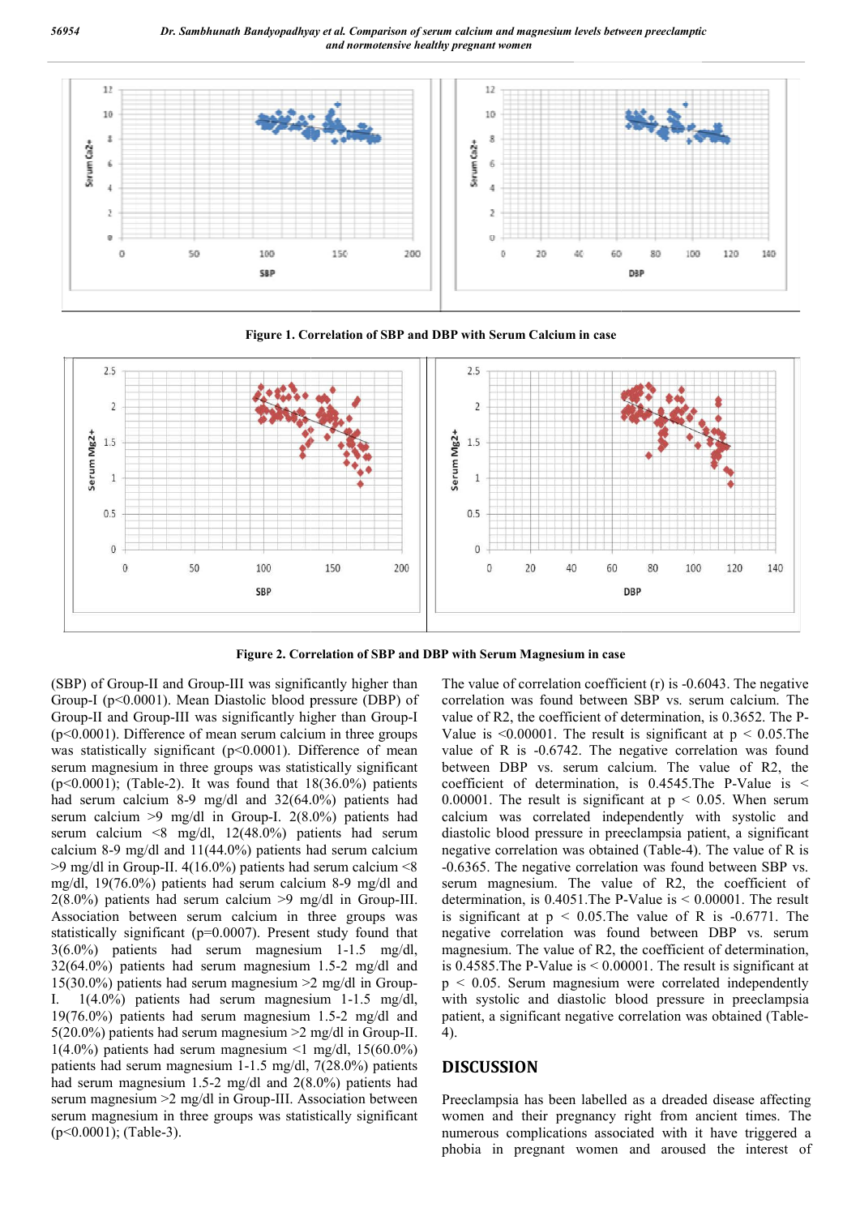Figure 1. Correlation of SBP and DBP with Serum Calcium in case

Figure 2. Correlation of SBP and DBP with Serum Magnesium in case

(SBP) of Group-II and Group-III was significantly higher than Group-I ($p<0.0001$). Mean Diastolic blood pressure (DBP) of Group-II and Group-III was significantly higher than Group-I ($p<0.0001$). Difference of mean serum calcium in three groups was statistically significant ($p<0.0001$). Difference of mean serum magnesium in three groups was statistically significant ($p<0.0001$); (Table-2). It was found that 18(36.0%) patients had serum calcium 8-9 mg/dl and 32(64.0%) patients had serum calcium >9 mg/dl in Group-I. 2(8.0%) patients had serum calcium <8 mg/dl, 12(48.0%) patients had serum calcium 8-9 mg/dl and 11(44.0%) patients had serum calcium >9 mg/dl in Group-II. 4(16.0%) patients had serum calcium <8 mg/dl, 19(76.0%) patients had serum calcium 8-9 mg/dl and 2(8.0%) patients had serum calcium >9 mg/dl in Group-III. Association between serum calcium in three groups was statistically significant ($p=0.0007$). Present study found that 3(6.0%) patients had serum magnesium 1-1.5 mg/dl, 32(64.0%) patients had serum magnesium 1.5-2 mg/dl and 15(30.0%) patients had serum magnesium >2 mg/dl in Group-I. 1(4.0%) patients had serum magnesium 1-1.5 mg/dl, 19(76.0%) patients had serum magnesium 1.5-2 mg/dl and 5(20.0%) patients had serum magnesium >2 mg/dl in Group-II. 1(4.0%) patients had serum magnesium <1 mg/dl, 15(60.0%) patients had serum magnesium 1-1.5 mg/dl, 7(28.0%) patients had serum magnesium 1.5-2 mg/dl and 2(8.0%) patients had serum magnesium >2 mg/dl in Group-III. Association between serum magnesium in three groups was statistically significant ($p<0.0001$); (Table-3).

The value of correlation coefficient (r) is -0.6043. The negative correlation was found between SBP vs. serum calcium. The value of R2, the coefficient of determination, is 0.3652. The P-Value is <0.00001. The result is significant at $p < 0.05$.The value of R is -0.6742. The negative correlation was found between DBP vs. serum calcium. The value of R2, the coefficient of determination, is 0.4545.The P-Value is < 0.00001. The result is significant at $p < 0.05$. When serum calcium was correlated independently with systolic and diastolic blood pressure in preeclampsia patient, a significant negative correlation was obtained (Table-4). The value of R is -0.6365. The negative correlation was found between SBP vs. serum magnesium. The value of R2, the coefficient of determination, is 0.4051.The P-Value is < 0.00001. The result is significant at $p < 0.05$.The value of R is -0.6771. The negative correlation was found between DBP vs. serum magnesium. The value of R2, the coefficient of determination, is 0.4585.The P-Value is < 0.00001. The result is significant at $p < 0.05$. Serum magnesium were correlated independently with systolic and diastolic blood pressure in preeclampsia patient, a significant negative correlation was obtained (Table-4).

## DISCUSSION

Preeclampsia has been labelled as a dreaded disease affecting women and their pregnancy right from ancient times. The numerous complications associated with it have triggered a phobia in pregnant women and aroused the interest of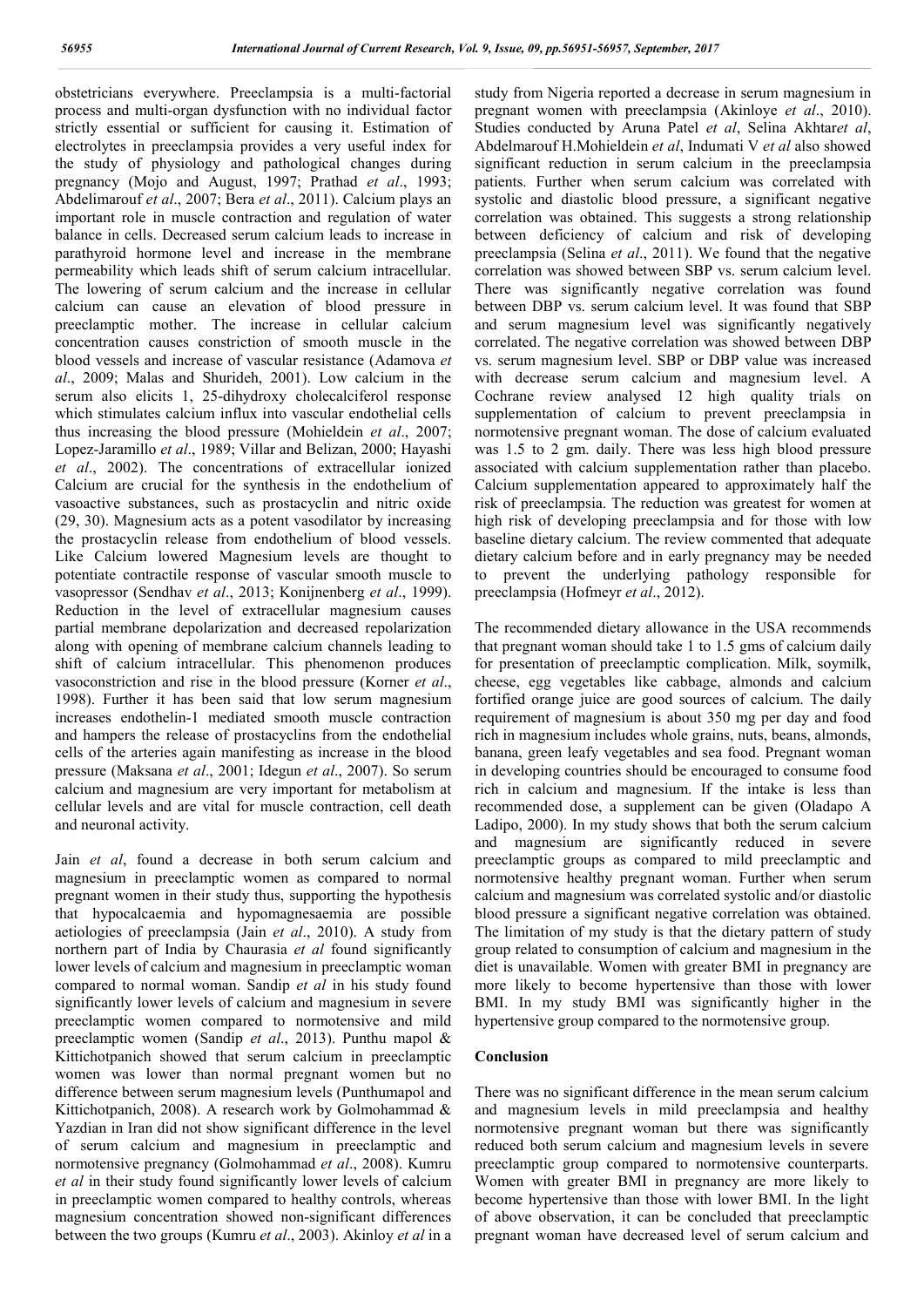obstetricians everywhere. Preeclampsia is a multi-factorial process and multi-organ dysfunction with no individual factor strictly essential or sufficient for causing it. Estimation of electrolytes in preeclampsia provides a very useful index for the study of physiology and pathological changes during pregnancy (Mojo and August, 1997; Prathad *et al*., 1993; Abdelimarouf *et al*., 2007; Bera *et al*., 2011). Calcium plays an important role in muscle contraction and regulation of water balance in cells. Decreased serum calcium leads to increase in parathyroid hormone level and increase in the membrane permeability which leads shift of serum calcium intracellular. The lowering of serum calcium and the increase in cellular calcium can cause an elevation of blood pressure in preeclamptic mother. The increase in cellular calcium concentration causes constriction of smooth muscle in the blood vessels and increase of vascular resistance (Adamova *et al*., 2009; Malas and Shurideh, 2001). Low calcium in the serum also elicits 1, 25-dihydroxy cholecalciferol response which stimulates calcium influx into vascular endothelial cells thus increasing the blood pressure (Mohieldein *et al*., 2007; Lopez-Jaramillo *et al*., 1989; Villar and Belizan, 2000; Hayashi *et al*., 2002). The concentrations of extracellular ionized Calcium are crucial for the synthesis in the endothelium of vasoactive substances, such as prostacyclin and nitric oxide (29, 30). Magnesium acts as a potent vasodilator by increasing the prostacyclin release from endothelium of blood vessels. Like Calcium lowered Magnesium levels are thought to potentiate contractile response of vascular smooth muscle to vasopressor (Sendhav *et al*., 2013; Konijnenberg *et al*., 1999). Reduction in the level of extracellular magnesium causes partial membrane depolarization and decreased repolarization along with opening of membrane calcium channels leading to shift of calcium intracellular. This phenomenon produces vasoconstriction and rise in the blood pressure (Korner *et al*., 1998). Further it has been said that low serum magnesium increases endothelin-1 mediated smooth muscle contraction and hampers the release of prostacyclins from the endothelial cells of the arteries again manifesting as increase in the blood pressure (Maksana *et al*., 2001; Idegun *et al*., 2007). So serum calcium and magnesium are very important for metabolism at cellular levels and are vital for muscle contraction, cell death and neuronal activity.

Jain *et al*, found a decrease in both serum calcium and magnesium in preeclamptic women as compared to normal pregnant women in their study thus, supporting the hypothesis that hypocalcaemia and hypomagnesaemia are possible aetiologies of preeclampsia (Jain *et al*., 2010). A study from northern part of India by Chaurasia *et al* found significantly lower levels of calcium and magnesium in preeclamptic woman compared to normal woman. Sandip *et al* in his study found significantly lower levels of calcium and magnesium in severe preeclamptic women compared to normotensive and mild preeclamptic women (Sandip *et al*., 2013). Punthu mapol & Kittichotpanich showed that serum calcium in preeclamptic women was lower than normal pregnant women but no difference between serum magnesium levels (Punthumapol and Kittichotpanich, 2008). A research work by Golmohammad & Yazdian in Iran did not show significant difference in the level of serum calcium and magnesium in preeclamptic and normotensive pregnancy (Golmohammad *et al*., 2008). Kumru *et al* in their study found significantly lower levels of calcium in preeclamptic women compared to healthy controls, whereas magnesium concentration showed non-significant differences between the two groups (Kumru *et al*., 2003). Akinloy *et al* in a study from Nigeria reported a decrease in serum magnesium in pregnant women with preeclampsia (Akinloye *et al*., 2010). Studies conducted by Aruna Patel *et al*, Selina Akhtar*et al*, Abdelmarouf H.Mohieldein *et al*, Indumati V *et al* also showed significant reduction in serum calcium in the preeclampsia patients. Further when serum calcium was correlated with systolic and diastolic blood pressure, a significant negative correlation was obtained. This suggests a strong relationship between deficiency of calcium and risk of developing preeclampsia (Selina *et al*., 2011). We found that the negative correlation was showed between SBP vs. serum calcium level. There was significantly negative correlation was found between DBP vs. serum calcium level. It was found that SBP and serum magnesium level was significantly negatively correlated. The negative correlation was showed between DBP vs. serum magnesium level. SBP or DBP value was increased with decrease serum calcium and magnesium level. A Cochrane review analysed 12 high quality trials on supplementation of calcium to prevent preeclampsia in normotensive pregnant woman. The dose of calcium evaluated was 1.5 to 2 gm. daily. There was less high blood pressure associated with calcium supplementation rather than placebo. Calcium supplementation appeared to approximately half the risk of preeclampsia. The reduction was greatest for women at high risk of developing preeclampsia and for those with low baseline dietary calcium. The review commented that adequate dietary calcium before and in early pregnancy may be needed to prevent the underlying pathology responsible for preeclampsia (Hofmeyr *et al*., 2012).

The recommended dietary allowance in the USA recommends that pregnant woman should take 1 to 1.5 gms of calcium daily for presentation of preeclamptic complication. Milk, soymilk, cheese, egg vegetables like cabbage, almonds and calcium fortified orange juice are good sources of calcium. The daily requirement of magnesium is about 350 mg per day and food rich in magnesium includes whole grains, nuts, beans, almonds, banana, green leafy vegetables and sea food. Pregnant woman in developing countries should be encouraged to consume food rich in calcium and magnesium. If the intake is less than recommended dose, a supplement can be given (Oladapo A Ladipo, 2000). In my study shows that both the serum calcium and magnesium are significantly reduced in severe preeclamptic groups as compared to mild preeclamptic and normotensive healthy pregnant woman. Further when serum calcium and magnesium was correlated systolic and/or diastolic blood pressure a significant negative correlation was obtained. The limitation of my study is that the dietary pattern of study group related to consumption of calcium and magnesium in the diet is unavailable. Women with greater BMI in pregnancy are more likely to become hypertensive than those with lower BMI. In my study BMI was significantly higher in the hypertensive group compared to the normotensive group.

## Conclusion

There was no significant difference in the mean serum calcium and magnesium levels in mild preeclampsia and healthy normotensive pregnant woman but there was significantly reduced both serum calcium and magnesium levels in severe preeclamptic group compared to normotensive counterparts. Women with greater BMI in pregnancy are more likely to become hypertensive than those with lower BMI. In the light of above observation, it can be concluded that preeclamptic pregnant woman have decreased level of serum calcium and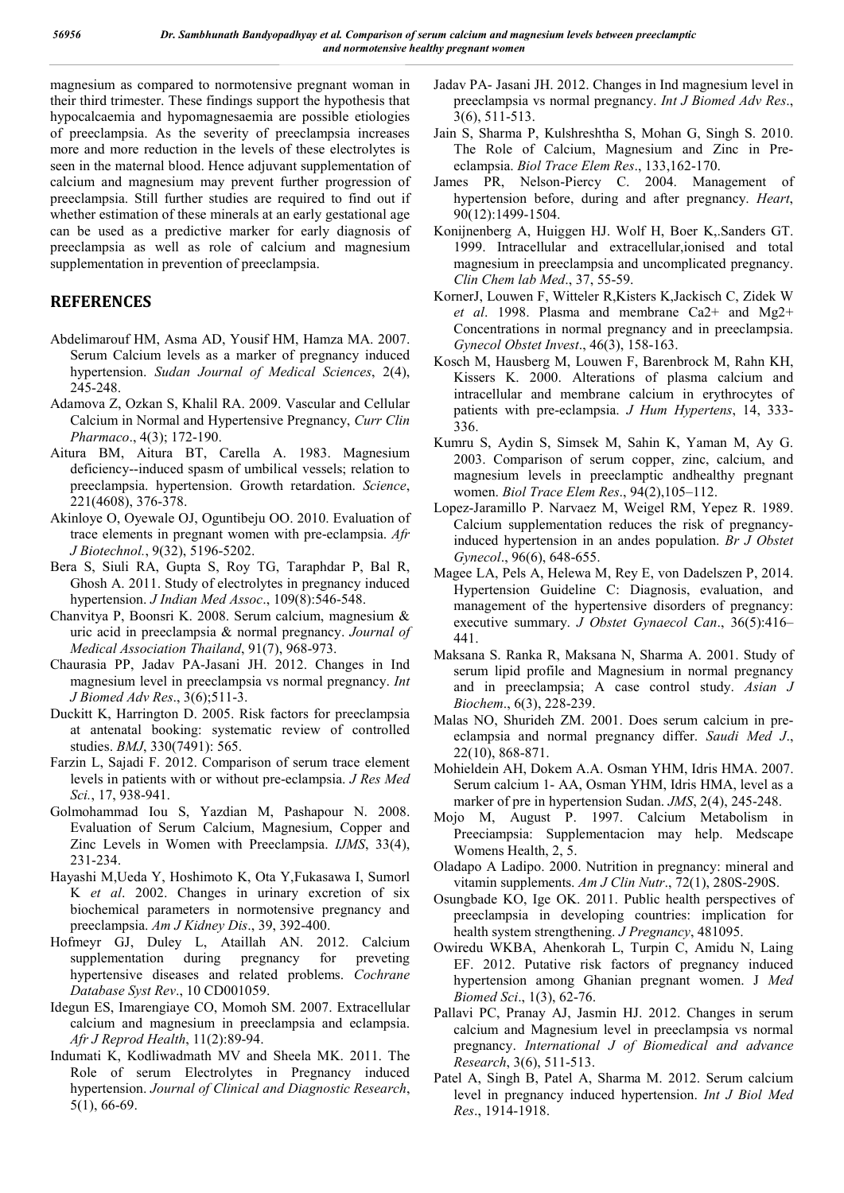magnesium as compared to normotensive pregnant woman in their third trimester. These findings support the hypothesis that hypocalcaemia and hypomagnesaemia are possible etiologies of preeclampsia. As the severity of preeclampsia increases more and more reduction in the levels of these electrolytes is seen in the maternal blood. Hence adjuvant supplementation of calcium and magnesium may prevent further progression of preeclampsia. Still further studies are required to find out if whether estimation of these minerals at an early gestational age can be used as a predictive marker for early diagnosis of preeclampsia as well as role of calcium and magnesium supplementation in prevention of preeclampsia.

## REFERENCES

Abdelimarouf HM, Asma AD, Yousif HM, Hamza MA. 2007. Serum Calcium levels as a marker of pregnancy induced hypertension. *Sudan Journal of Medical Sciences*, 2(4), 245-248.

Adamova Z, Ozkan S, Khalil RA. 2009. Vascular and Cellular Calcium in Normal and Hypertensive Pregnancy, *Curr Clin Pharmaco*., 4(3); 172-190.

Aitura BM, Aitura BT, Carella A. 1983. Magnesium deficiency--induced spasm of umbilical vessels; relation to preeclampsia. hypertension. Growth retardation. *Science*, 221(4608), 376-378.

Akinloye O, Oyewale OJ, Oguntibeju OO. 2010. Evaluation of trace elements in pregnant women with pre-eclampsia. *Afr J Biotechnol.*, 9(32), 5196-5202.

Bera S, Siuli RA, Gupta S, Roy TG, Taraphdar P, Bal R, Ghosh A. 2011. Study of electrolytes in pregnancy induced hypertension. *J Indian Med Assoc*., 109(8):546-548.

Chanvitya P, Boonsri K. 2008. Serum calcium, magnesium & uric acid in preeclampsia & normal pregnancy. *Journal of Medical Association Thailand*, 91(7), 968-973.

Chaurasia PP, Jadav PA-Jasani JH. 2012. Changes in Ind magnesium level in preeclampsia vs normal pregnancy. *Int J Biomed Adv Res*., 3(6);511-3.

Duckitt K, Harrington D. 2005. Risk factors for preeclampsia at antenatal booking: systematic review of controlled studies. *BMJ*, 330(7491): 565.

Farzin L, Sajadi F. 2012. Comparison of serum trace element levels in patients with or without pre-eclampsia. *J Res Med Sci.*, 17, 938-941.

Golmohammad Iou S, Yazdian M, Pashapour N. 2008. Evaluation of Serum Calcium, Magnesium, Copper and Zinc Levels in Women with Preeclampsia. *IJMS*, 33(4), 231-234.

Hayashi M,Ueda Y, Hoshimoto K, Ota Y,Fukasawa I, Sumorl K *et al*. 2002. Changes in urinary excretion of six biochemical parameters in normotensive pregnancy and preeclampsia. *Am J Kidney Dis*., 39, 392-400.

Hofmeyr GJ, Duley L, Ataillah AN. 2012. Calcium supplementation during pregnancy for preveting hypertensive diseases and related problems. *Cochrane Database Syst Rev*., 10 CD001059.

Idegun ES, Imarengiaye CO, Momoh SM. 2007. Extracellular calcium and magnesium in preeclampsia and eclampsia. *Afr J Reprod Health*, 11(2):89-94.

Indumati K, Kodliwadmath MV and Sheela MK. 2011. The Role of serum Electrolytes in Pregnancy induced hypertension. *Journal of Clinical and Diagnostic Research*, 5(1), 66-69.

Jadav PA- Jasani JH. 2012. Changes in Ind magnesium level in preeclampsia vs normal pregnancy. *Int J Biomed Adv Res*., 3(6), 511-513.

Jain S, Sharma P, Kulshreshtha S, Mohan G, Singh S. 2010. The Role of Calcium, Magnesium and Zinc in Pre-eclampsia. *Biol Trace Elem Res*., 133,162-170.

James PR, Nelson-Piercy C. 2004. Management of hypertension before, during and after pregnancy. *Heart*, 90(12):1499-1504.

Konijnenberg A, Huiggen HJ. Wolf H, Boer K,.Sanders GT. 1999. Intracellular and extracellular,ionised and total magnesium in preeclampsia and uncomplicated pregnancy. *Clin Chem lab Med*., 37, 55-59.

KornerJ, Louwen F, Witteler R,Kisters K,Jackisch C, Zidek W *et al*. 1998. Plasma and membrane Ca2+ and Mg2+ Concentrations in normal pregnancy and in preeclampsia. *Gynecol Obstet Invest*., 46(3), 158-163.

Kosch M, Hausberg M, Louwen F, Barenbrock M, Rahn KH, Kissers K. 2000. Alterations of plasma calcium and intracellular and membrane calcium in erythrocytes of patients with pre-eclampsia. *J Hum Hypertens*, 14, 333-336.

Kumru S, Aydin S, Simsek M, Sahin K, Yaman M, Ay G. 2003. Comparison of serum copper, zinc, calcium, and magnesium levels in preeclamptic andhealthy pregnant women. *Biol Trace Elem Res*., 94(2),105–112.

Lopez-Jaramillo P. Narvaez M, Weigel RM, Yepez R. 1989. Calcium supplementation reduces the risk of pregnancy-induced hypertension in an andes population. *Br J Obstet Gynecol*., 96(6), 648-655.

Magee LA, Pels A, Helewa M, Rey E, von Dadelszen P, 2014. Hypertension Guideline C: Diagnosis, evaluation, and management of the hypertensive disorders of pregnancy: executive summary. *J Obstet Gynaecol Can*., 36(5):416–441.

Maksana S. Ranka R, Maksana N, Sharma A. 2001. Study of serum lipid profile and Magnesium in normal pregnancy and in preeclampsia; A case control study. *Asian J Biochem*., 6(3), 228-239.

Malas NO, Shurideh ZM. 2001. Does serum calcium in pre-eclampsia and normal pregnancy differ. *Saudi Med J*., 22(10), 868-871.

Mohieldein AH, Dokem A.A. Osman YHM, Idris HMA. 2007. Serum calcium 1- AA, Osman YHM, Idris HMA, level as a marker of pre in hypertension Sudan. *JMS*, 2(4), 245-248.

Mojo M, August P. 1997. Calcium Metabolism in Preeciampsia: Supplementacion may help. Medscape Womens Health, 2, 5.

Oladapo A Ladipo. 2000. Nutrition in pregnancy: mineral and vitamin supplements. *Am J Clin Nutr*., 72(1), 280S-290S.

Osungbade KO, Ige OK. 2011. Public health perspectives of preeclampsia in developing countries: implication for health system strengthening. *J Pregnancy*, 481095.

Owiredu WKBA, Ahenkorah L, Turpin C, Amidu N, Laing EF. 2012. Putative risk factors of pregnancy induced hypertension among Ghanian pregnant women. J *Med Biomed Sci*., 1(3), 62-76.

Pallavi PC, Pranay AJ, Jasmin HJ. 2012. Changes in serum calcium and Magnesium level in preeclampsia vs normal pregnancy. *International J of Biomedical and advance Research*, 3(6), 511-513.

Patel A, Singh B, Patel A, Sharma M. 2012. Serum calcium level in pregnancy induced hypertension. *Int J Biol Med Res*., 1914-1918.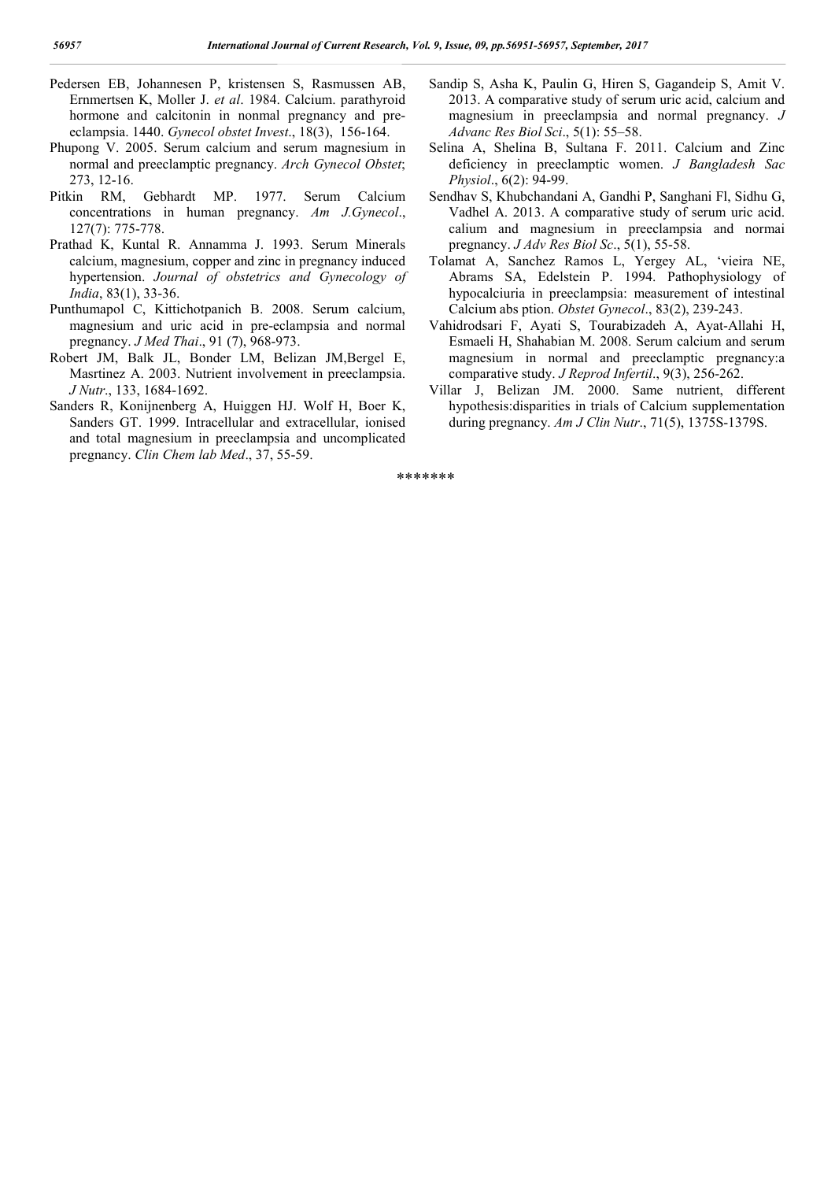Pedersen EB, Johannesen P, kristensen S, Rasmussen AB, Ernmertsen K, Moller J. *et al*. 1984. Calcium. parathyroid hormone and calcitonin in nonmal pregnancy and pre-eclampsia. 1440. *Gynecol obstet Invest*., 18(3), 156-164.

Phupong V. 2005. Serum calcium and serum magnesium in normal and preeclamptic pregnancy. *Arch Gynecol Obstet*; 273, 12-16.

Pitkin RM, Gebhardt MP. 1977. Serum Calcium concentrations in human pregnancy. *Am J.Gynecol*., 127(7): 775-778.

Prathad K, Kuntal R. Annamma J. 1993. Serum Minerals calcium, magnesium, copper and zinc in pregnancy induced hypertension. *Journal of obstetrics and Gynecology of India*, 83(1), 33-36.

Punthumapol C, Kittichotpanich B. 2008. Serum calcium, magnesium and uric acid in pre-eclampsia and normal pregnancy. *J Med Thai*., 91 (7), 968-973.

Robert JM, Balk JL, Bonder LM, Belizan JM,Bergel E, Masrtinez A. 2003. Nutrient involvement in preeclampsia. *J Nutr*., 133, 1684-1692.

Sanders R, Konijnenberg A, Huiggen HJ. Wolf H, Boer K, Sanders GT. 1999. Intracellular and extracellular, ionised and total magnesium in preeclampsia and uncomplicated pregnancy. *Clin Chem lab Med*., 37, 55-59.

Sandip S, Asha K, Paulin G, Hiren S, Gagandeip S, Amit V. 2013. A comparative study of serum uric acid, calcium and magnesium in preeclampsia and normal pregnancy. *J Advanc Res Biol Sci*., 5(1): 55–58.

Selina A, Shelina B, Sultana F. 2011. Calcium and Zinc deficiency in preeclamptic women. *J Bangladesh Sac Physiol*., 6(2): 94-99.

Sendhav S, Khubchandani A, Gandhi P, Sanghani Fl, Sidhu G, Vadhel A. 2013. A comparative study of serum uric acid. calium and magnesium in preeclampsia and normai pregnancy. *J Adv Res Biol Sc*., 5(1), 55-58.

Tolamat A, Sanchez Ramos L, Yergey AL, 'vieira NE, Abrams SA, Edelstein P. 1994. Pathophysiology of hypocalciuria in preeclampsia: measurement of intestinal Calcium abs ption. *Obstet Gynecol*., 83(2), 239-243.

Vahidrodsari F, Ayati S, Tourabizadeh A, Ayat-Allahi H, Esmaeli H, Shahabian M. 2008. Serum calcium and serum magnesium in normal and preeclamptic pregnancy:a comparative study. *J Reprod Infertil*., 9(3), 256-262.

Villar J, Belizan JM. 2000. Same nutrient, different hypothesis:disparities in trials of Calcium supplementation during pregnancy. *Am J Clin Nutr*., 71(5), 1375S-1379S.

*******